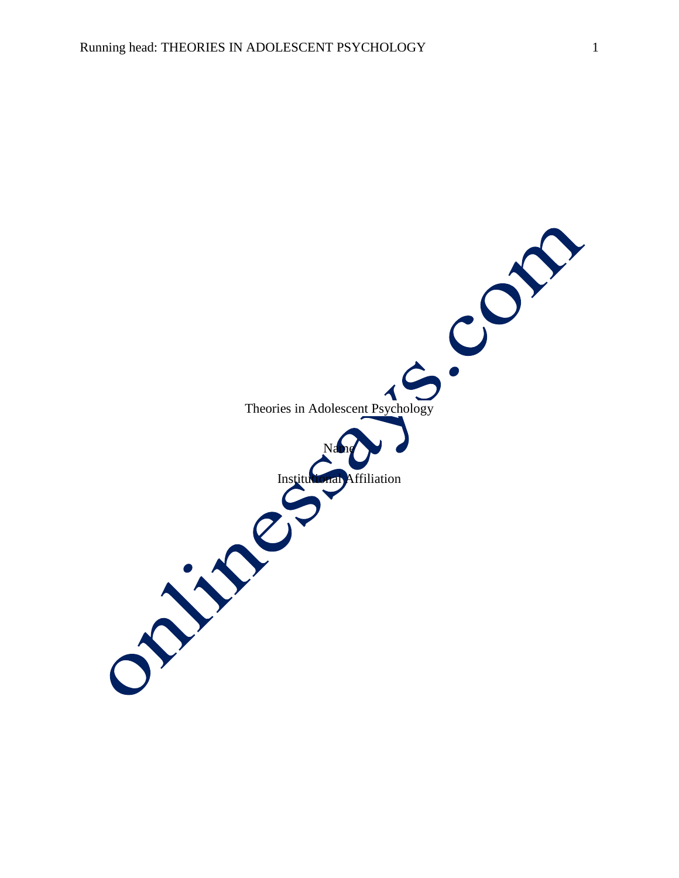Theories in Adolescent Psychology

Name

Institutional Affiliation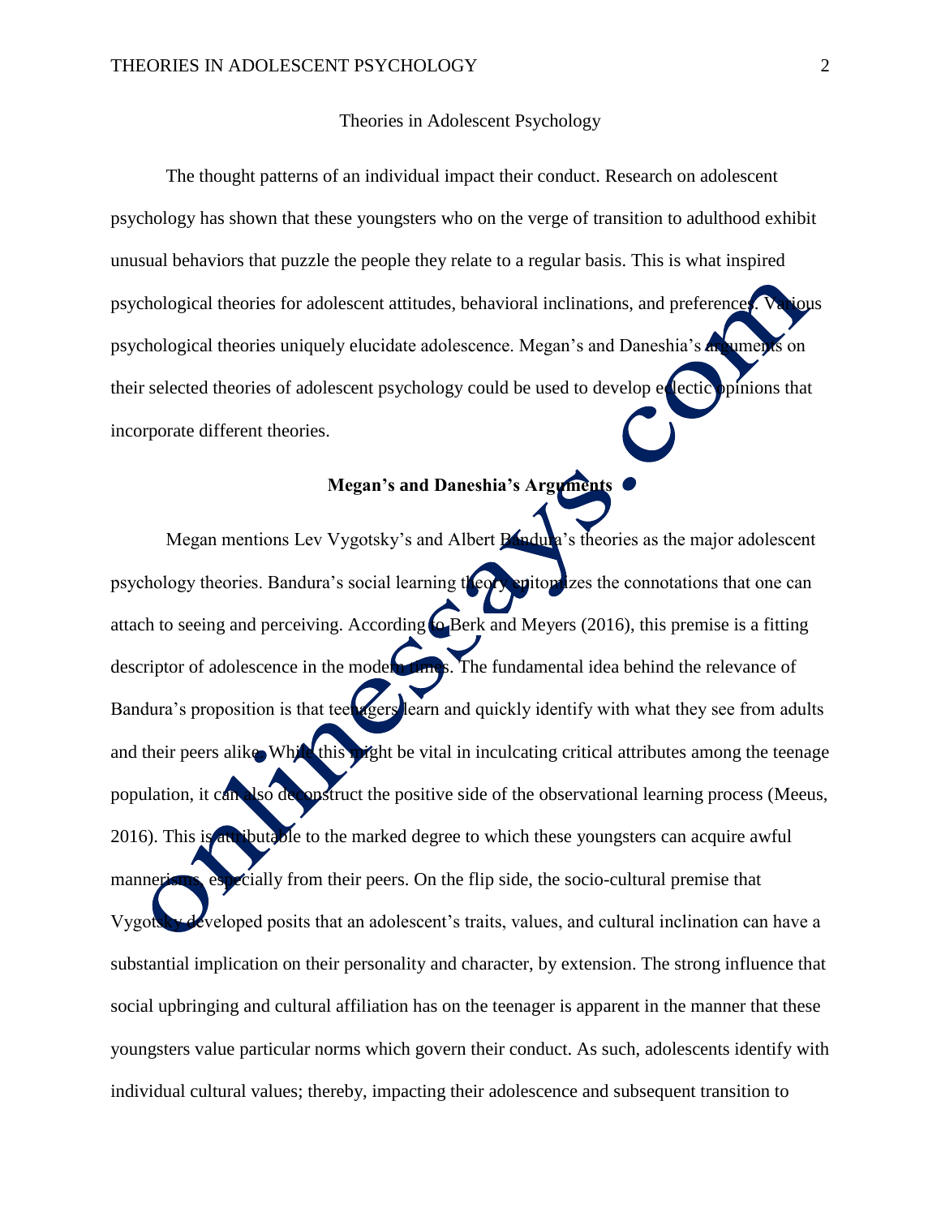## Theories in Adolescent Psychology

The thought patterns of an individual impact their conduct. Research on adolescent psychology has shown that these youngsters who on the verge of transition to adulthood exhibit unusual behaviors that puzzle the people they relate to a regular basis. This is what inspired psychological theories for adolescent attitudes, behavioral inclinations, and preferences. Various psychological theories uniquely elucidate adolescence. Megan's and Daneshia's arguments on their selected theories of adolescent psychology could be used to develop eclectic opinions that incorporate different theories.

### Megan's and Daneshia's Arguments

Megan mentions Lev Vygotsky's and Albert Bandura's theories as the major adolescent psychology theories. Bandura's social learning theory epitomizes the connotations that one can attach to seeing and perceiving. According to Berk and Meyers (2016), this premise is a fitting descriptor of adolescence in the modern times. The fundamental idea behind the relevance of Bandura's proposition is that teenagers learn and quickly identify with what they see from adults and their peers alike. While this might be vital in inculcating critical attributes among the teenage population, it can also deconstruct the positive side of the observational learning process (Meeus, 2016). This is attributable to the marked degree to which these youngsters can acquire awful mannerisms, especially from their peers. On the flip side, the socio-cultural premise that Vygotsky developed posits that an adolescent's traits, values, and cultural inclination can have a substantial implication on their personality and character, by extension. The strong influence that social upbringing and cultural affiliation has on the teenager is apparent in the manner that these youngsters value particular norms which govern their conduct. As such, adolescents identify with individual cultural values; thereby, impacting their adolescence and subsequent transition to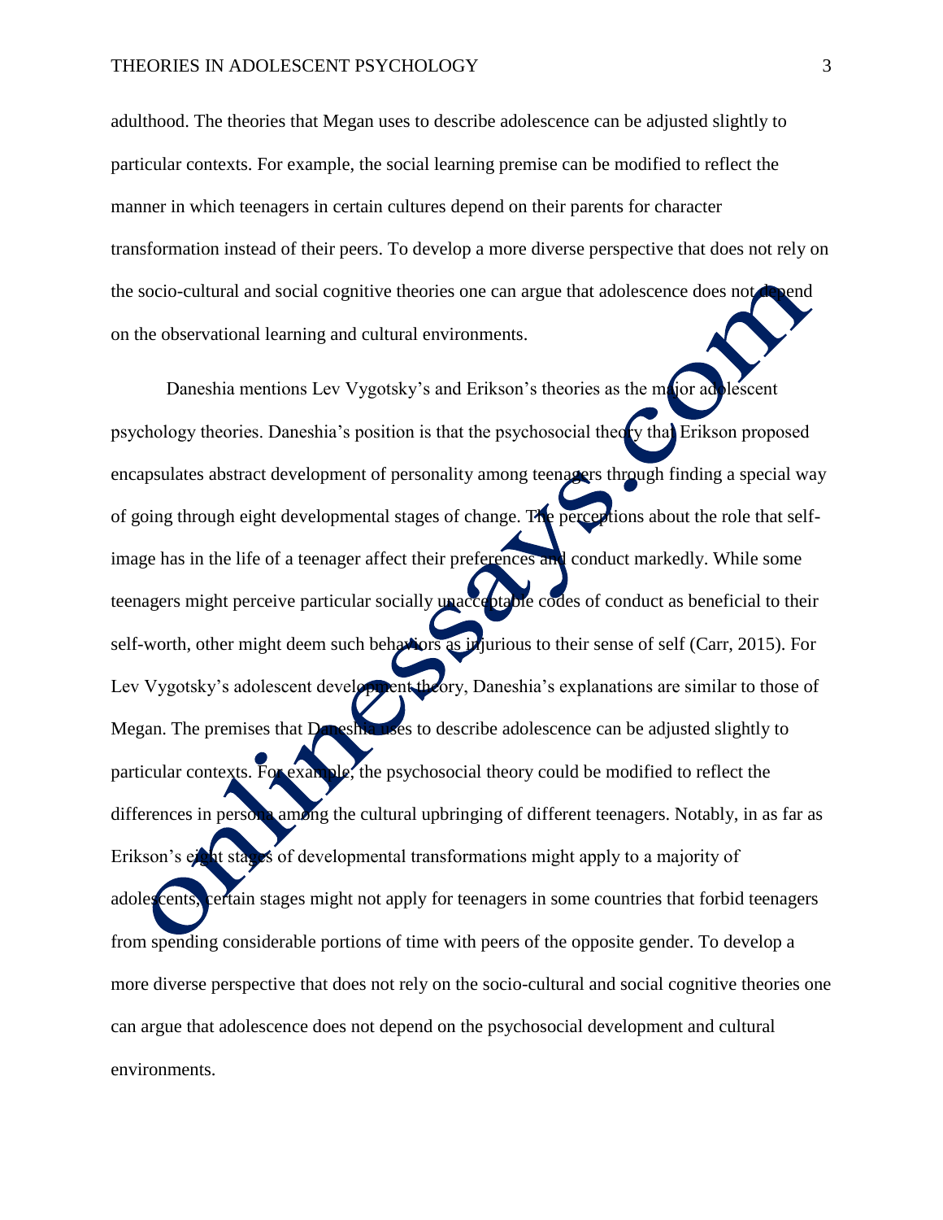adulthood. The theories that Megan uses to describe adolescence can be adjusted slightly to particular contexts. For example, the social learning premise can be modified to reflect the manner in which teenagers in certain cultures depend on their parents for character transformation instead of their peers. To develop a more diverse perspective that does not rely on the socio-cultural and social cognitive theories one can argue that adolescence does not depend on the observational learning and cultural environments.

Daneshia mentions Lev Vygotsky's and Erikson's theories as the major adolescent psychology theories. Daneshia's position is that the psychosocial theory that Erikson proposed encapsulates abstract development of personality among teenagers through finding a special way of going through eight developmental stages of change. The perceptions about the role that self-image has in the life of a teenager affect their preferences and conduct markedly. While some teenagers might perceive particular socially unacceptable codes of conduct as beneficial to their self-worth, other might deem such behaviors as injurious to their sense of self (Carr, 2015). For Lev Vygotsky's adolescent development theory, Daneshia's explanations are similar to those of Megan. The premises that Daneshia uses to describe adolescence can be adjusted slightly to particular contexts. For example, the psychosocial theory could be modified to reflect the differences in persona among the cultural upbringing of different teenagers. Notably, in as far as Erikson's eight stages of developmental transformations might apply to a majority of adolescents, certain stages might not apply for teenagers in some countries that forbid teenagers from spending considerable portions of time with peers of the opposite gender. To develop a more diverse perspective that does not rely on the socio-cultural and social cognitive theories one can argue that adolescence does not depend on the psychosocial development and cultural environments.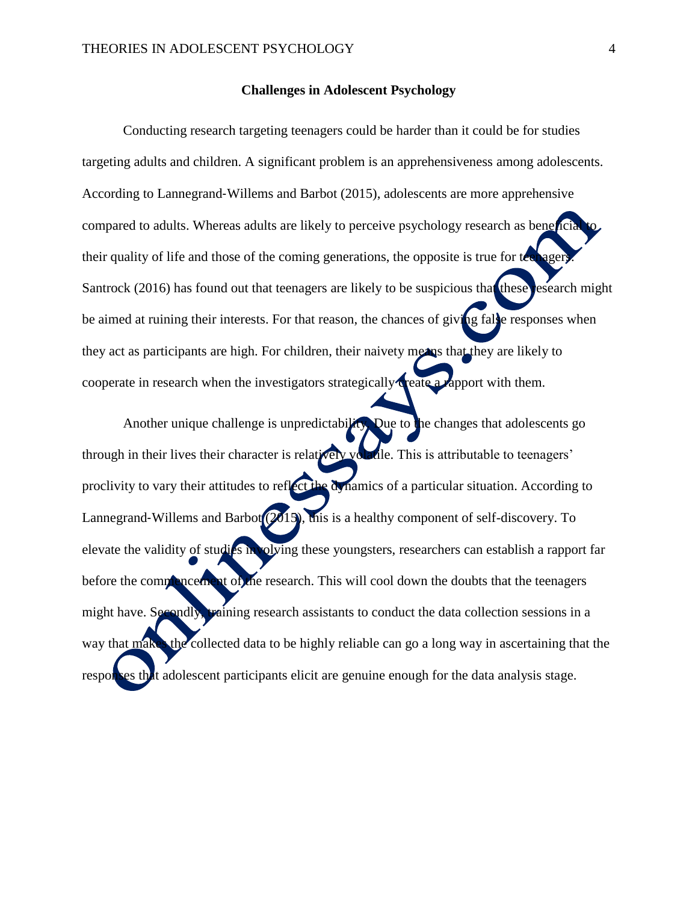**Challenges in Adolescent Psychology**

Conducting research targeting teenagers could be harder than it could be for studies targeting adults and children. A significant problem is an apprehensiveness among adolescents. According to Lannegrand-Willems and Barbot (2015), adolescents are more apprehensive compared to adults. Whereas adults are likely to perceive psychology research as beneficial to their quality of life and those of the coming generations, the opposite is true for teenagers. Santrock (2016) has found out that teenagers are likely to be suspicious that these research might be aimed at ruining their interests. For that reason, the chances of giving false responses when they act as participants are high. For children, their naivety means that they are likely to cooperate in research when the investigators strategically create a rapport with them.

Another unique challenge is unpredictability. Due to the changes that adolescents go through in their lives their character is relatively volatile. This is attributable to teenagers' proclivity to vary their attitudes to reflect the dynamics of a particular situation. According to Lannegrand-Willems and Barbot (2015), this is a healthy component of self-discovery. To elevate the validity of studies involving these youngsters, researchers can establish a rapport far before the commencement of the research. This will cool down the doubts that the teenagers might have. Secondly, training research assistants to conduct the data collection sessions in a way that makes the collected data to be highly reliable can go a long way in ascertaining that the responses that adolescent participants elicit are genuine enough for the data analysis stage.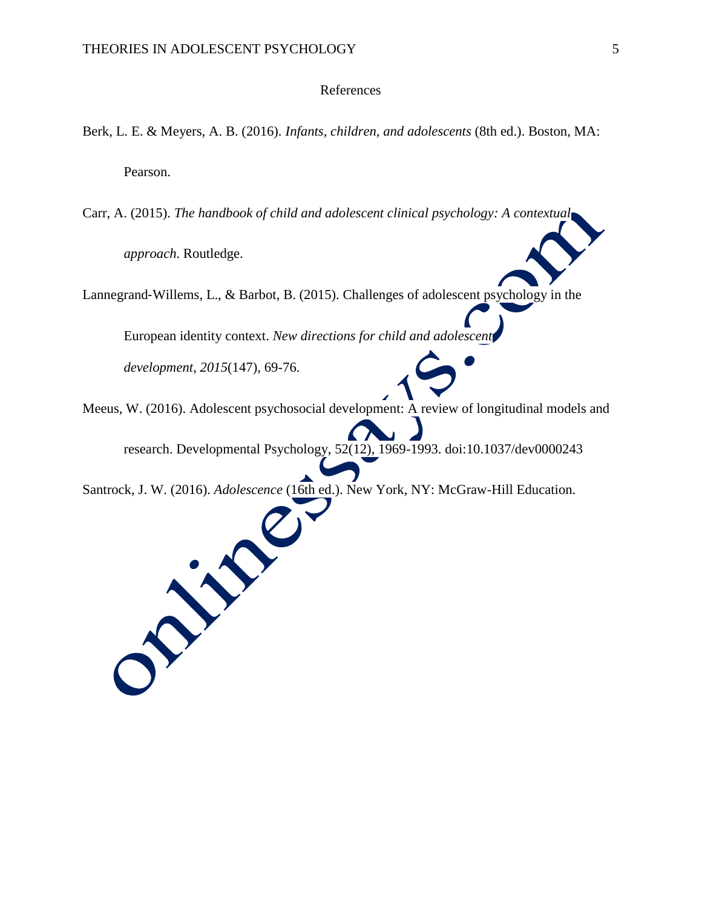# References

Berk, L. E. & Meyers, A. B. (2016). *Infants, children, and adolescents* (8th ed.). Boston, MA: Pearson.

Carr, A. (2015). *The handbook of child and adolescent clinical psychology: A contextual approach*. Routledge.

Lannegrand-Willems, L., & Barbot, B. (2015). Challenges of adolescent psychology in the European identity context. *New directions for child and adolescent development*, *2015*(147), 69-76.

Meeus, W. (2016). Adolescent psychosocial development: A review of longitudinal models and research. Developmental Psychology, 52(12), 1969-1993. doi:10.1037/dev0000243

Santrock, J. W. (2016). *Adolescence* (16th ed.). New York, NY: McGraw-Hill Education.